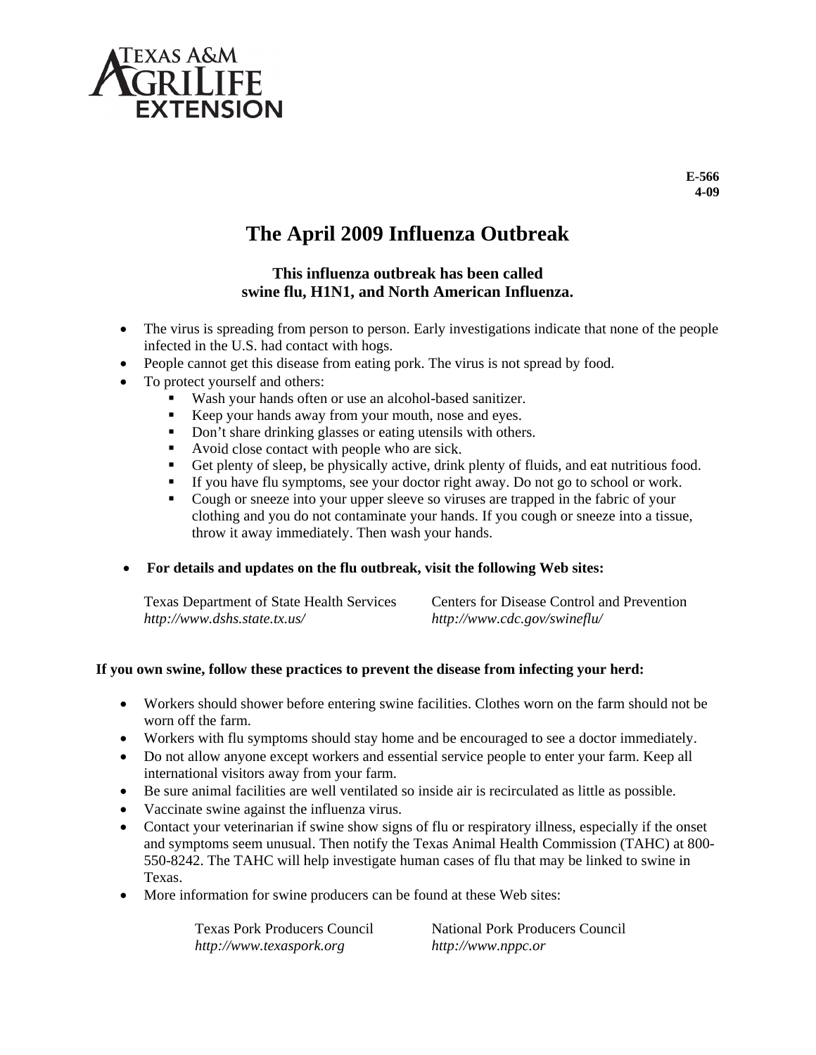Texas A&M AgriLife Extension

**E-566**
**4-09**

# The April 2009 Influenza Outbreak

### This influenza outbreak has been called swine flu, H1N1, and North American Influenza.

- The virus is spreading from person to person. Early investigations indicate that none of the people infected in the U.S. had contact with hogs.
- People cannot get this disease from eating pork. The virus is not spread by food.
- To protect yourself and others:
  - Wash your hands often or use an alcohol-based sanitizer.
  - Keep your hands away from your mouth, nose and eyes.
  - Don't share drinking glasses or eating utensils with others.
  - Avoid close contact with people who are sick.
  - Get plenty of sleep, be physically active, drink plenty of fluids, and eat nutritious food.
  - If you have flu symptoms, see your doctor right away. Do not go to school or work.
  - Cough or sneeze into your upper sleeve so viruses are trapped in the fabric of your clothing and you do not contaminate your hands. If you cough or sneeze into a tissue, throw it away immediately. Then wash your hands.

- **For details and updates on the flu outbreak, visit the following Web sites:**

  Texas Department of State Health Services
  *http://www.dshs.state.tx.us/*

  Centers for Disease Control and Prevention
  *http://www.cdc.gov/swineflu/*

**If you own swine, follow these practices to prevent the disease from infecting your herd:**

- Workers should shower before entering swine facilities. Clothes worn on the farm should not be worn off the farm.
- Workers with flu symptoms should stay home and be encouraged to see a doctor immediately.
- Do not allow anyone except workers and essential service people to enter your farm. Keep all international visitors away from your farm.
- Be sure animal facilities are well ventilated so inside air is recirculated as little as possible.
- Vaccinate swine against the influenza virus.
- Contact your veterinarian if swine show signs of flu or respiratory illness, especially if the onset and symptoms seem unusual. Then notify the Texas Animal Health Commission (TAHC) at 800-550-8242. The TAHC will help investigate human cases of flu that may be linked to swine in Texas.
- More information for swine producers can be found at these Web sites:

  Texas Pork Producers Council
  *http://www.texaspork.org*

  National Pork Producers Council
  *http://www.nppc.or*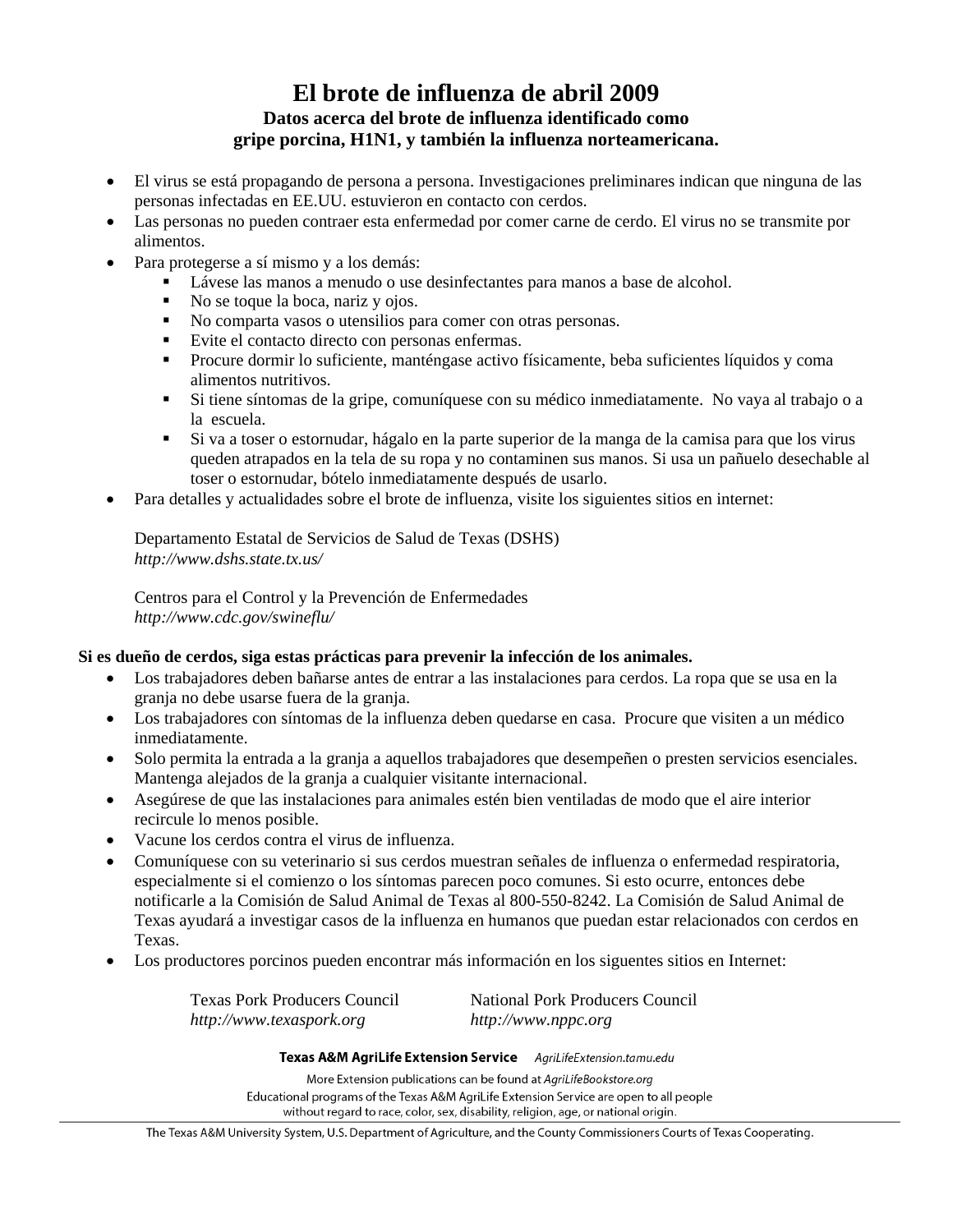# El brote de influenza de abril 2009

## Datos acerca del brote de influenza identificado como gripe porcina, H1N1, y también la influenza norteamericana.

- El virus se está propagando de persona a persona. Investigaciones preliminares indican que ninguna de las personas infectadas en EE.UU. estuvieron en contacto con cerdos.
- Las personas no pueden contraer esta enfermedad por comer carne de cerdo. El virus no se transmite por alimentos.
- Para protegerse a sí mismo y a los demás:
  - Lávese las manos a menudo o use desinfectantes para manos a base de alcohol.
  - No se toque la boca, nariz y ojos.
  - No comparta vasos o utensilios para comer con otras personas.
  - Evite el contacto directo con personas enfermas.
  - Procure dormir lo suficiente, manténgase activo físicamente, beba suficientes líquidos y coma alimentos nutritivos.
  - Si tiene síntomas de la gripe, comuníquese con su médico inmediatamente. No vaya al trabajo o a la escuela.
  - Si va a toser o estornudar, hágalo en la parte superior de la manga de la camisa para que los virus queden atrapados en la tela de su ropa y no contaminen sus manos. Si usa un pañuelo desechable al toser o estornudar, bótelo inmediatamente después de usarlo.
- Para detalles y actualidades sobre el brote de influenza, visite los siguientes sitios en internet:

  Departamento Estatal de Servicios de Salud de Texas (DSHS)
  *http://www.dshs.state.tx.us/*

  Centros para el Control y la Prevención de Enfermedades
  *http://www.cdc.gov/swineflu/*

**Si es dueño de cerdos, siga estas prácticas para prevenir la infección de los animales.**

- Los trabajadores deben bañarse antes de entrar a las instalaciones para cerdos. La ropa que se usa en la granja no debe usarse fuera de la granja.
- Los trabajadores con síntomas de la influenza deben quedarse en casa. Procure que visiten a un médico inmediatamente.
- Solo permita la entrada a la granja a aquellos trabajadores que desempeñen o presten servicios esenciales. Mantenga alejados de la granja a cualquier visitante internacional.
- Asegúrese de que las instalaciones para animales estén bien ventiladas de modo que el aire interior recircule lo menos posible.
- Vacune los cerdos contra el virus de influenza.
- Comuníquese con su veterinario si sus cerdos muestran señales de influenza o enfermedad respiratoria, especialmente si el comienzo o los síntomas parecen poco comunes. Si esto ocurre, entonces debe notificarle a la Comisión de Salud Animal de Texas al 800-550-8242. La Comisión de Salud Animal de Texas ayudará a investigar casos de la influenza en humanos que puedan estar relacionados con cerdos en Texas.
- Los productores porcinos pueden encontrar más información en los siguentes sitios en Internet:

  Texas Pork Producers Council
  *http://www.texaspork.org*

  National Pork Producers Council
  *http://www.nppc.org*

**Texas A&M AgriLife Extension Service** *AgriLifeExtension.tamu.edu*

More Extension publications can be found at *AgriLifeBookstore.org*

Educational programs of the Texas A&M AgriLife Extension Service are open to all people without regard to race, color, sex, disability, religion, age, or national origin.

The Texas A&M University System, U.S. Department of Agriculture, and the County Commissioners Courts of Texas Cooperating.